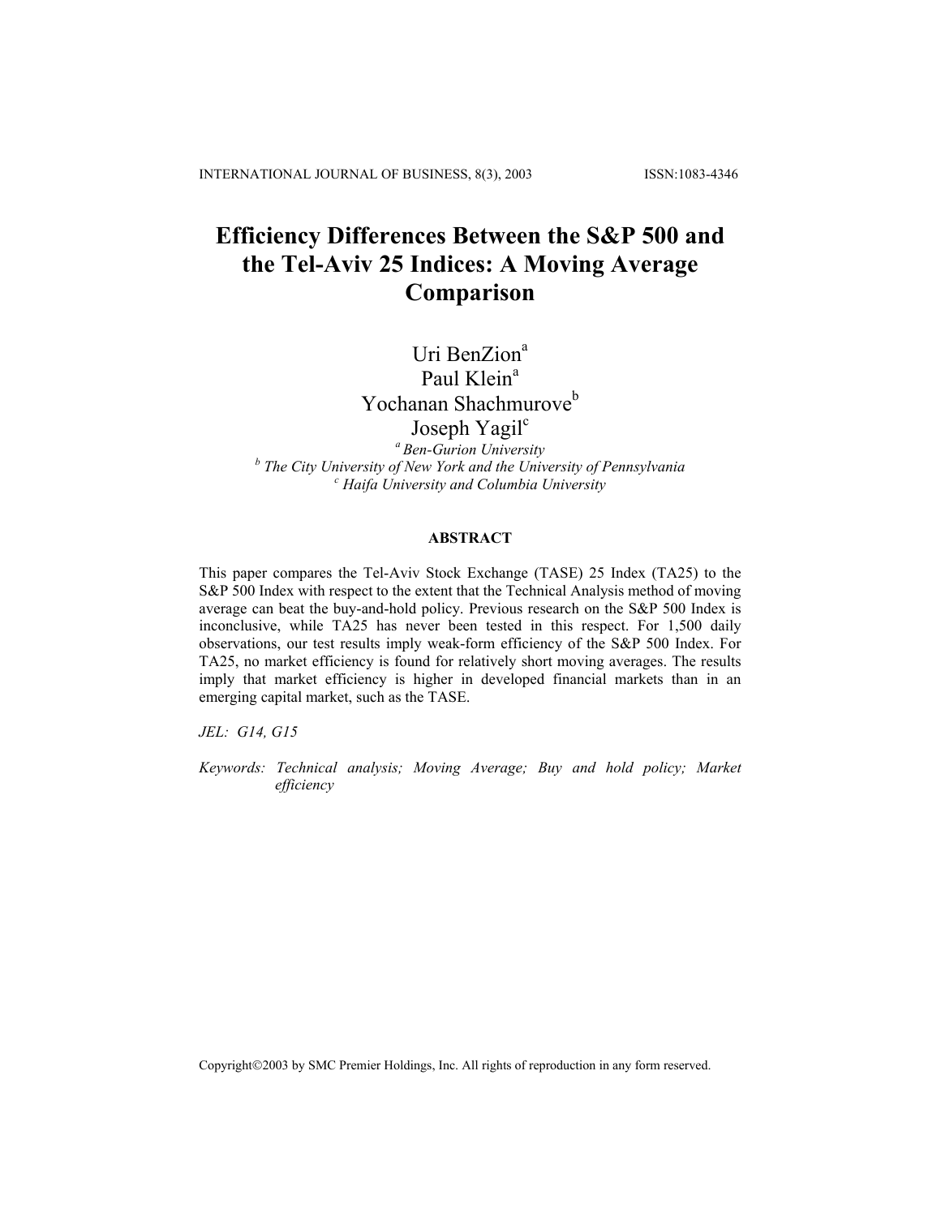# Efficiency Differences Between the S&P 500 and the Tel-Aviv 25 Indices: A Moving Average Comparison

Uri BenZion[a]
Paul Klein[a]
Yochanan Shachmurove[b]
Joseph Yagil[c]

[a] *Ben-Gurion University*
[b] *The City University of New York and the University of Pennsylvania*
[c] *Haifa University and Columbia University*

### ABSTRACT

This paper compares the Tel-Aviv Stock Exchange (TASE) 25 Index (TA25) to the S&P 500 Index with respect to the extent that the Technical Analysis method of moving average can beat the buy-and-hold policy. Previous research on the S&P 500 Index is inconclusive, while TA25 has never been tested in this respect. For 1,500 daily observations, our test results imply weak-form efficiency of the S&P 500 Index. For TA25, no market efficiency is found for relatively short moving averages. The results imply that market efficiency is higher in developed financial markets than in an emerging capital market, such as the TASE.

*JEL: G14, G15*

*Keywords: Technical analysis; Moving Average; Buy and hold policy; Market efficiency*

Copyright©2003 by SMC Premier Holdings, Inc. All rights of reproduction in any form reserved.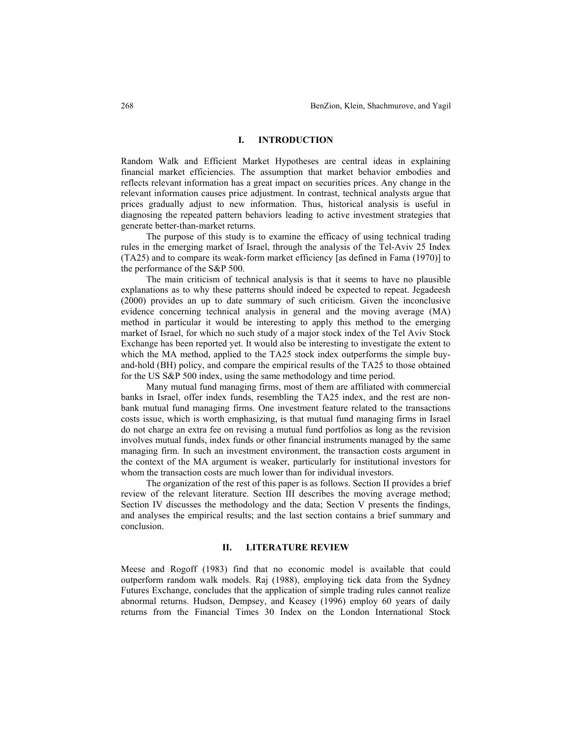## I. INTRODUCTION

Random Walk and Efficient Market Hypotheses are central ideas in explaining financial market efficiencies. The assumption that market behavior embodies and reflects relevant information has a great impact on securities prices. Any change in the relevant information causes price adjustment. In contrast, technical analysts argue that prices gradually adjust to new information. Thus, historical analysis is useful in diagnosing the repeated pattern behaviors leading to active investment strategies that generate better-than-market returns.

The purpose of this study is to examine the efficacy of using technical trading rules in the emerging market of Israel, through the analysis of the Tel-Aviv 25 Index (TA25) and to compare its weak-form market efficiency [as defined in Fama (1970)] to the performance of the S&P 500.

The main criticism of technical analysis is that it seems to have no plausible explanations as to why these patterns should indeed be expected to repeat. Jegadeesh (2000) provides an up to date summary of such criticism. Given the inconclusive evidence concerning technical analysis in general and the moving average (MA) method in particular it would be interesting to apply this method to the emerging market of Israel, for which no such study of a major stock index of the Tel Aviv Stock Exchange has been reported yet. It would also be interesting to investigate the extent to which the MA method, applied to the TA25 stock index outperforms the simple buy-and-hold (BH) policy, and compare the empirical results of the TA25 to those obtained for the US S&P 500 index, using the same methodology and time period.

Many mutual fund managing firms, most of them are affiliated with commercial banks in Israel, offer index funds, resembling the TA25 index, and the rest are non-bank mutual fund managing firms. One investment feature related to the transactions costs issue, which is worth emphasizing, is that mutual fund managing firms in Israel do not charge an extra fee on revising a mutual fund portfolios as long as the revision involves mutual funds, index funds or other financial instruments managed by the same managing firm. In such an investment environment, the transaction costs argument in the context of the MA argument is weaker, particularly for institutional investors for whom the transaction costs are much lower than for individual investors.

The organization of the rest of this paper is as follows. Section II provides a brief review of the relevant literature. Section III describes the moving average method; Section IV discusses the methodology and the data; Section V presents the findings, and analyses the empirical results; and the last section contains a brief summary and conclusion.

## II. LITERATURE REVIEW

Meese and Rogoff (1983) find that no economic model is available that could outperform random walk models. Raj (1988), employing tick data from the Sydney Futures Exchange, concludes that the application of simple trading rules cannot realize abnormal returns. Hudson, Dempsey, and Keasey (1996) employ 60 years of daily returns from the Financial Times 30 Index on the London International Stock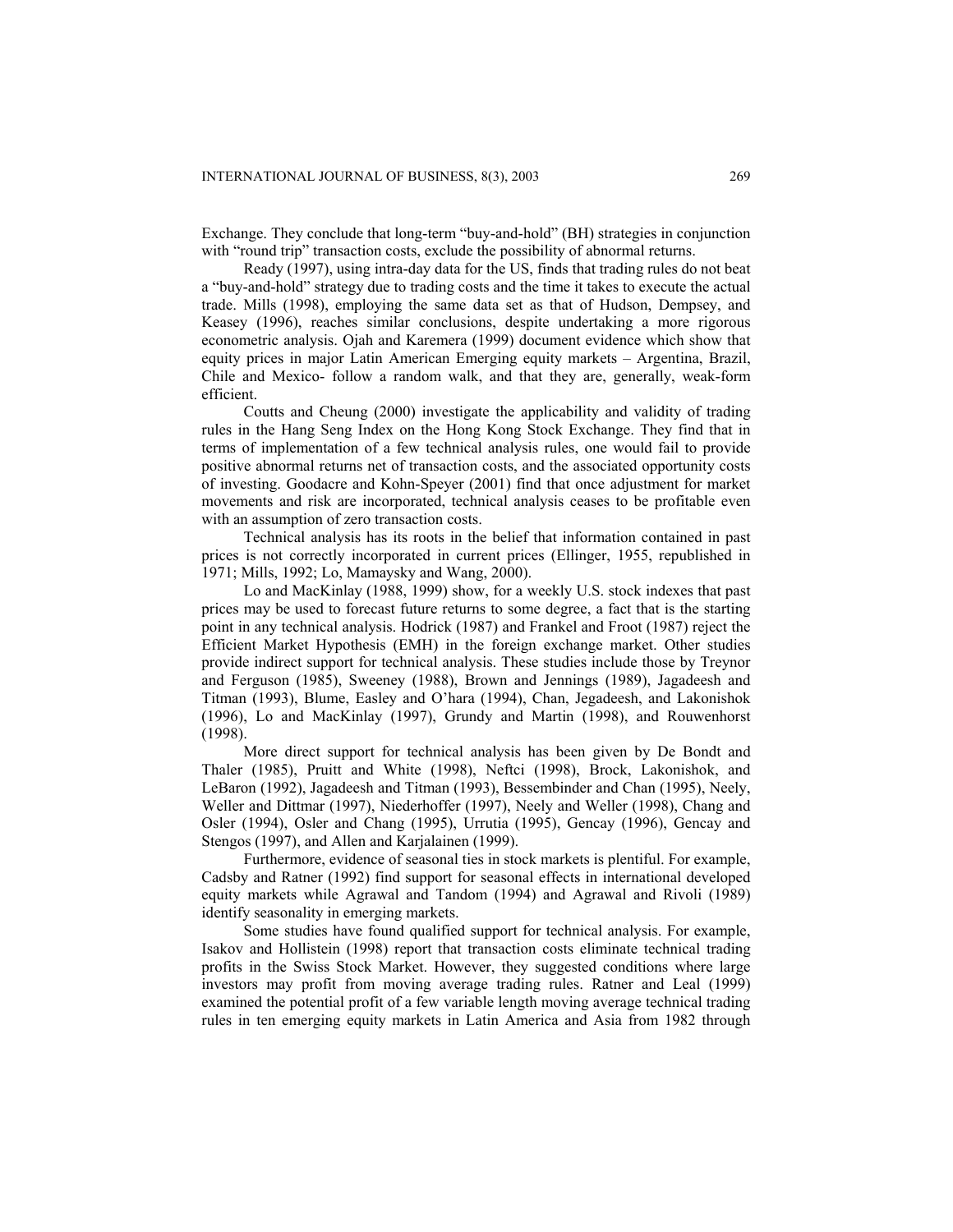Exchange. They conclude that long-term "buy-and-hold" (BH) strategies in conjunction with "round trip" transaction costs, exclude the possibility of abnormal returns.

Ready (1997), using intra-day data for the US, finds that trading rules do not beat a "buy-and-hold" strategy due to trading costs and the time it takes to execute the actual trade. Mills (1998), employing the same data set as that of Hudson, Dempsey, and Keasey (1996), reaches similar conclusions, despite undertaking a more rigorous econometric analysis. Ojah and Karemera (1999) document evidence which show that equity prices in major Latin American Emerging equity markets – Argentina, Brazil, Chile and Mexico- follow a random walk, and that they are, generally, weak-form efficient.

Coutts and Cheung (2000) investigate the applicability and validity of trading rules in the Hang Seng Index on the Hong Kong Stock Exchange. They find that in terms of implementation of a few technical analysis rules, one would fail to provide positive abnormal returns net of transaction costs, and the associated opportunity costs of investing. Goodacre and Kohn-Speyer (2001) find that once adjustment for market movements and risk are incorporated, technical analysis ceases to be profitable even with an assumption of zero transaction costs.

Technical analysis has its roots in the belief that information contained in past prices is not correctly incorporated in current prices (Ellinger, 1955, republished in 1971; Mills, 1992; Lo, Mamaysky and Wang, 2000).

Lo and MacKinlay (1988, 1999) show, for a weekly U.S. stock indexes that past prices may be used to forecast future returns to some degree, a fact that is the starting point in any technical analysis. Hodrick (1987) and Frankel and Froot (1987) reject the Efficient Market Hypothesis (EMH) in the foreign exchange market. Other studies provide indirect support for technical analysis. These studies include those by Treynor and Ferguson (1985), Sweeney (1988), Brown and Jennings (1989), Jagadeesh and Titman (1993), Blume, Easley and O'hara (1994), Chan, Jegadeesh, and Lakonishok (1996), Lo and MacKinlay (1997), Grundy and Martin (1998), and Rouwenhorst (1998).

More direct support for technical analysis has been given by De Bondt and Thaler (1985), Pruitt and White (1998), Neftci (1998), Brock, Lakonishok, and LeBaron (1992), Jagadeesh and Titman (1993), Bessembinder and Chan (1995), Neely, Weller and Dittmar (1997), Niederhoffer (1997), Neely and Weller (1998), Chang and Osler (1994), Osler and Chang (1995), Urrutia (1995), Gencay (1996), Gencay and Stengos (1997), and Allen and Karjalainen (1999).

Furthermore, evidence of seasonal ties in stock markets is plentiful. For example, Cadsby and Ratner (1992) find support for seasonal effects in international developed equity markets while Agrawal and Tandom (1994) and Agrawal and Rivoli (1989) identify seasonality in emerging markets.

Some studies have found qualified support for technical analysis. For example, Isakov and Hollistein (1998) report that transaction costs eliminate technical trading profits in the Swiss Stock Market. However, they suggested conditions where large investors may profit from moving average trading rules. Ratner and Leal (1999) examined the potential profit of a few variable length moving average technical trading rules in ten emerging equity markets in Latin America and Asia from 1982 through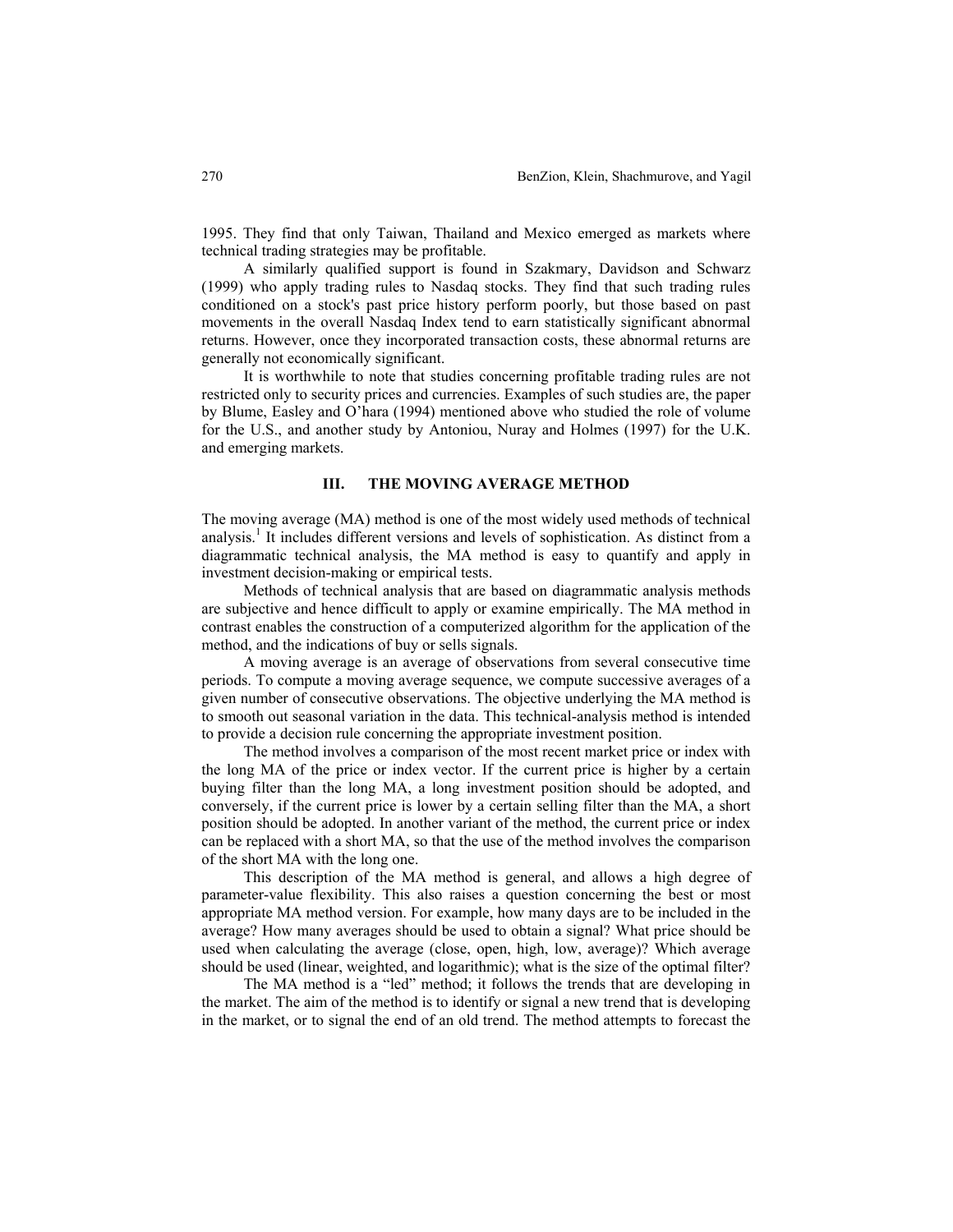1995. They find that only Taiwan, Thailand and Mexico emerged as markets where technical trading strategies may be profitable.

A similarly qualified support is found in Szakmary, Davidson and Schwarz (1999) who apply trading rules to Nasdaq stocks. They find that such trading rules conditioned on a stock's past price history perform poorly, but those based on past movements in the overall Nasdaq Index tend to earn statistically significant abnormal returns. However, once they incorporated transaction costs, these abnormal returns are generally not economically significant.

It is worthwhile to note that studies concerning profitable trading rules are not restricted only to security prices and currencies. Examples of such studies are, the paper by Blume, Easley and O'hara (1994) mentioned above who studied the role of volume for the U.S., and another study by Antoniou, Nuray and Holmes (1997) for the U.K. and emerging markets.

## III. THE MOVING AVERAGE METHOD

The moving average (MA) method is one of the most widely used methods of technical analysis.[1] It includes different versions and levels of sophistication. As distinct from a diagrammatic technical analysis, the MA method is easy to quantify and apply in investment decision-making or empirical tests.

Methods of technical analysis that are based on diagrammatic analysis methods are subjective and hence difficult to apply or examine empirically. The MA method in contrast enables the construction of a computerized algorithm for the application of the method, and the indications of buy or sells signals.

A moving average is an average of observations from several consecutive time periods. To compute a moving average sequence, we compute successive averages of a given number of consecutive observations. The objective underlying the MA method is to smooth out seasonal variation in the data. This technical-analysis method is intended to provide a decision rule concerning the appropriate investment position.

The method involves a comparison of the most recent market price or index with the long MA of the price or index vector. If the current price is higher by a certain buying filter than the long MA, a long investment position should be adopted, and conversely, if the current price is lower by a certain selling filter than the MA, a short position should be adopted. In another variant of the method, the current price or index can be replaced with a short MA, so that the use of the method involves the comparison of the short MA with the long one.

This description of the MA method is general, and allows a high degree of parameter-value flexibility. This also raises a question concerning the best or most appropriate MA method version. For example, how many days are to be included in the average? How many averages should be used to obtain a signal? What price should be used when calculating the average (close, open, high, low, average)? Which average should be used (linear, weighted, and logarithmic); what is the size of the optimal filter?

The MA method is a "led" method; it follows the trends that are developing in the market. The aim of the method is to identify or signal a new trend that is developing in the market, or to signal the end of an old trend. The method attempts to forecast the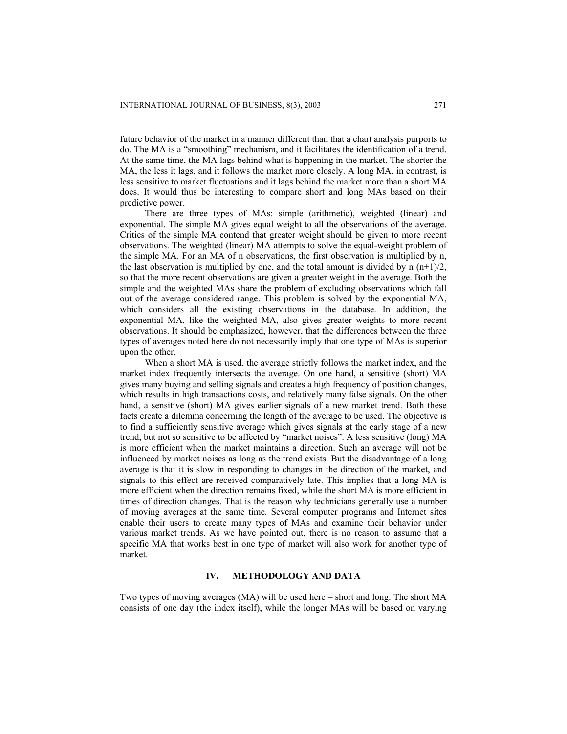future behavior of the market in a manner different than that a chart analysis purports to do. The MA is a "smoothing" mechanism, and it facilitates the identification of a trend. At the same time, the MA lags behind what is happening in the market. The shorter the MA, the less it lags, and it follows the market more closely. A long MA, in contrast, is less sensitive to market fluctuations and it lags behind the market more than a short MA does. It would thus be interesting to compare short and long MAs based on their predictive power.

There are three types of MAs: simple (arithmetic), weighted (linear) and exponential. The simple MA gives equal weight to all the observations of the average. Critics of the simple MA contend that greater weight should be given to more recent observations. The weighted (linear) MA attempts to solve the equal-weight problem of the simple MA. For an MA of n observations, the first observation is multiplied by n, the last observation is multiplied by one, and the total amount is divided by $n(n+1)/2$, so that the more recent observations are given a greater weight in the average. Both the simple and the weighted MAs share the problem of excluding observations which fall out of the average considered range. This problem is solved by the exponential MA, which considers all the existing observations in the database. In addition, the exponential MA, like the weighted MA, also gives greater weights to more recent observations. It should be emphasized, however, that the differences between the three types of averages noted here do not necessarily imply that one type of MAs is superior upon the other.

When a short MA is used, the average strictly follows the market index, and the market index frequently intersects the average. On one hand, a sensitive (short) MA gives many buying and selling signals and creates a high frequency of position changes, which results in high transactions costs, and relatively many false signals. On the other hand, a sensitive (short) MA gives earlier signals of a new market trend. Both these facts create a dilemma concerning the length of the average to be used. The objective is to find a sufficiently sensitive average which gives signals at the early stage of a new trend, but not so sensitive to be affected by "market noises". A less sensitive (long) MA is more efficient when the market maintains a direction. Such an average will not be influenced by market noises as long as the trend exists. But the disadvantage of a long average is that it is slow in responding to changes in the direction of the market, and signals to this effect are received comparatively late. This implies that a long MA is more efficient when the direction remains fixed, while the short MA is more efficient in times of direction changes. That is the reason why technicians generally use a number of moving averages at the same time. Several computer programs and Internet sites enable their users to create many types of MAs and examine their behavior under various market trends. As we have pointed out, there is no reason to assume that a specific MA that works best in one type of market will also work for another type of market.

## IV. METHODOLOGY AND DATA

Two types of moving averages (MA) will be used here – short and long. The short MA consists of one day (the index itself), while the longer MAs will be based on varying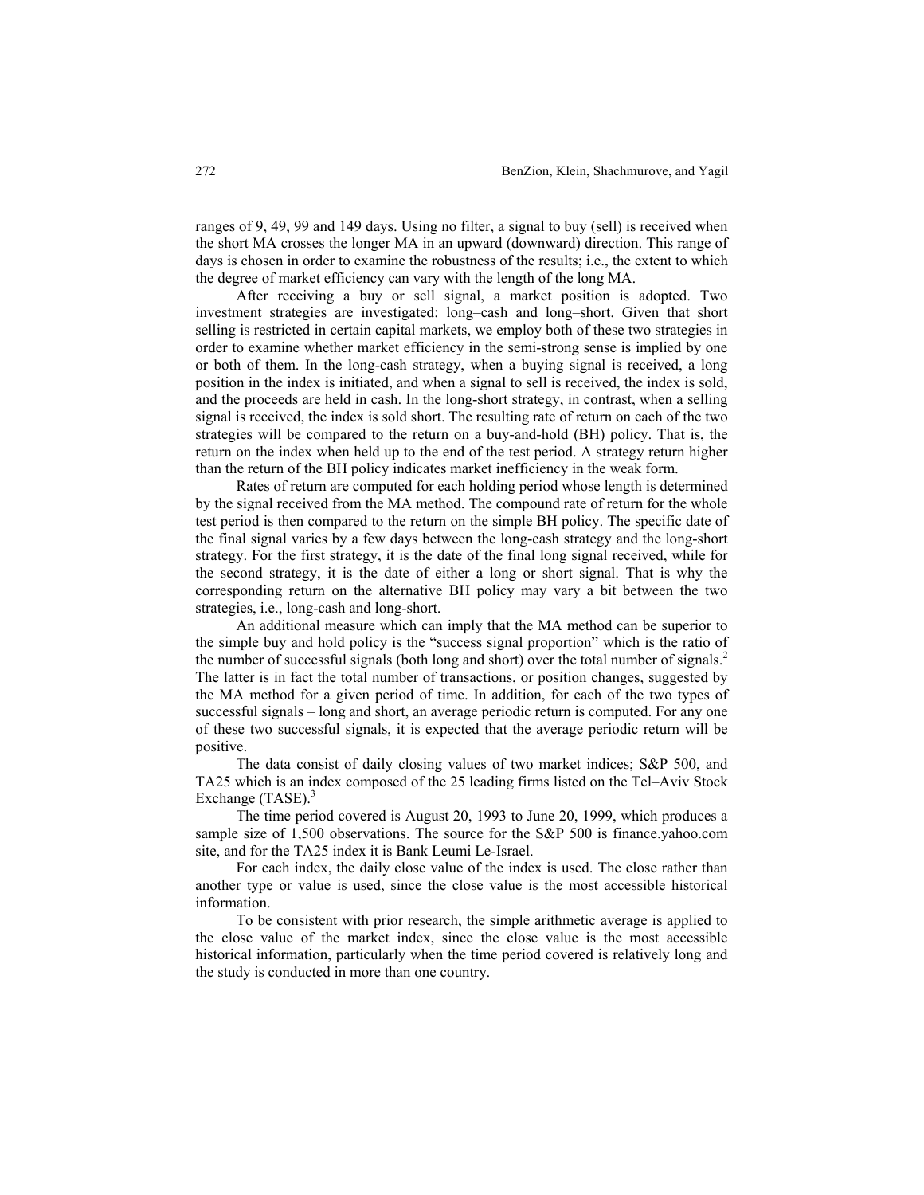ranges of 9, 49, 99 and 149 days. Using no filter, a signal to buy (sell) is received when the short MA crosses the longer MA in an upward (downward) direction. This range of days is chosen in order to examine the robustness of the results; i.e., the extent to which the degree of market efficiency can vary with the length of the long MA.

After receiving a buy or sell signal, a market position is adopted. Two investment strategies are investigated: long–cash and long–short. Given that short selling is restricted in certain capital markets, we employ both of these two strategies in order to examine whether market efficiency in the semi-strong sense is implied by one or both of them. In the long-cash strategy, when a buying signal is received, a long position in the index is initiated, and when a signal to sell is received, the index is sold, and the proceeds are held in cash. In the long-short strategy, in contrast, when a selling signal is received, the index is sold short. The resulting rate of return on each of the two strategies will be compared to the return on a buy-and-hold (BH) policy. That is, the return on the index when held up to the end of the test period. A strategy return higher than the return of the BH policy indicates market inefficiency in the weak form.

Rates of return are computed for each holding period whose length is determined by the signal received from the MA method. The compound rate of return for the whole test period is then compared to the return on the simple BH policy. The specific date of the final signal varies by a few days between the long-cash strategy and the long-short strategy. For the first strategy, it is the date of the final long signal received, while for the second strategy, it is the date of either a long or short signal. That is why the corresponding return on the alternative BH policy may vary a bit between the two strategies, i.e., long-cash and long-short.

An additional measure which can imply that the MA method can be superior to the simple buy and hold policy is the "success signal proportion" which is the ratio of the number of successful signals (both long and short) over the total number of signals.[2] The latter is in fact the total number of transactions, or position changes, suggested by the MA method for a given period of time. In addition, for each of the two types of successful signals – long and short, an average periodic return is computed. For any one of these two successful signals, it is expected that the average periodic return will be positive.

The data consist of daily closing values of two market indices; S&P 500, and TA25 which is an index composed of the 25 leading firms listed on the Tel–Aviv Stock Exchange (TASE).[3]

The time period covered is August 20, 1993 to June 20, 1999, which produces a sample size of 1,500 observations. The source for the S&P 500 is finance.yahoo.com site, and for the TA25 index it is Bank Leumi Le-Israel.

For each index, the daily close value of the index is used. The close rather than another type or value is used, since the close value is the most accessible historical information.

To be consistent with prior research, the simple arithmetic average is applied to the close value of the market index, since the close value is the most accessible historical information, particularly when the time period covered is relatively long and the study is conducted in more than one country.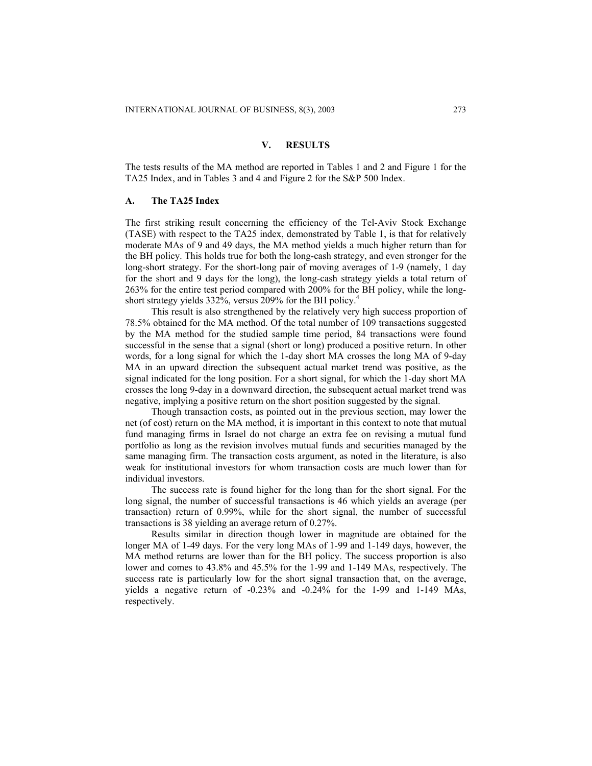## V. RESULTS

The tests results of the MA method are reported in Tables 1 and 2 and Figure 1 for the TA25 Index, and in Tables 3 and 4 and Figure 2 for the S&P 500 Index.

### A. The TA25 Index

The first striking result concerning the efficiency of the Tel-Aviv Stock Exchange (TASE) with respect to the TA25 index, demonstrated by Table 1, is that for relatively moderate MAs of 9 and 49 days, the MA method yields a much higher return than for the BH policy. This holds true for both the long-cash strategy, and even stronger for the long-short strategy. For the short-long pair of moving averages of 1-9 (namely, 1 day for the short and 9 days for the long), the long-cash strategy yields a total return of 263% for the entire test period compared with 200% for the BH policy, while the long-short strategy yields 332%, versus 209% for the BH policy.[4]

This result is also strengthened by the relatively very high success proportion of 78.5% obtained for the MA method. Of the total number of 109 transactions suggested by the MA method for the studied sample time period, 84 transactions were found successful in the sense that a signal (short or long) produced a positive return. In other words, for a long signal for which the 1-day short MA crosses the long MA of 9-day MA in an upward direction the subsequent actual market trend was positive, as the signal indicated for the long position. For a short signal, for which the 1-day short MA crosses the long 9-day in a downward direction, the subsequent actual market trend was negative, implying a positive return on the short position suggested by the signal.

Though transaction costs, as pointed out in the previous section, may lower the net (of cost) return on the MA method, it is important in this context to note that mutual fund managing firms in Israel do not charge an extra fee on revising a mutual fund portfolio as long as the revision involves mutual funds and securities managed by the same managing firm. The transaction costs argument, as noted in the literature, is also weak for institutional investors for whom transaction costs are much lower than for individual investors.

The success rate is found higher for the long than for the short signal. For the long signal, the number of successful transactions is 46 which yields an average (per transaction) return of 0.99%, while for the short signal, the number of successful transactions is 38 yielding an average return of 0.27%.

Results similar in direction though lower in magnitude are obtained for the longer MA of 1-49 days. For the very long MAs of 1-99 and 1-149 days, however, the MA method returns are lower than for the BH policy. The success proportion is also lower and comes to 43.8% and 45.5% for the 1-99 and 1-149 MAs, respectively. The success rate is particularly low for the short signal transaction that, on the average, yields a negative return of -0.23% and -0.24% for the 1-99 and 1-149 MAs, respectively.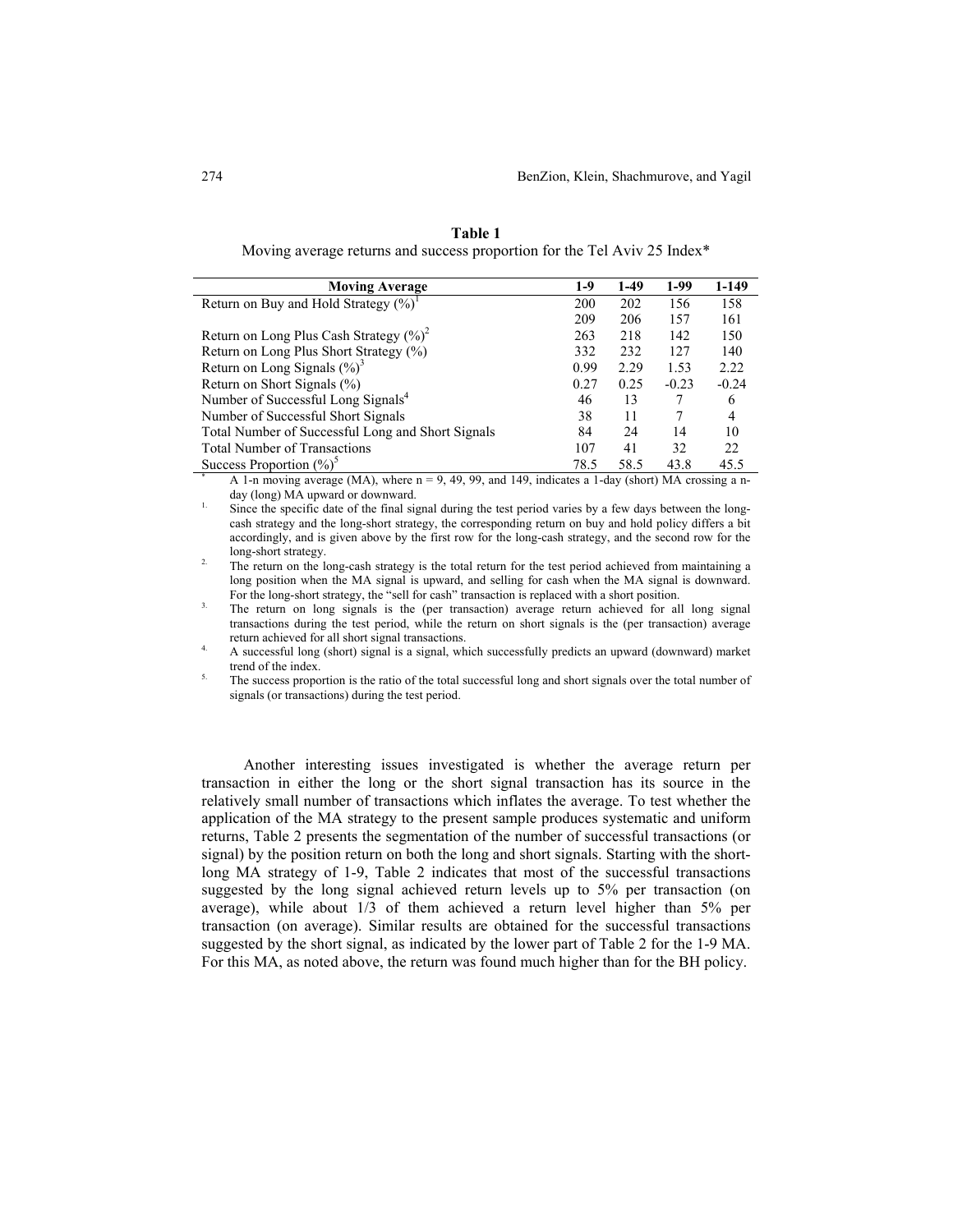**Table 1**
Moving average returns and success proportion for the Tel Aviv 25 Index*

| Moving Average | 1-9 | 1-49 | 1-99 | 1-149 |
|---|---|---|---|---|
| Return on Buy and Hold Strategy (%)[1] | 200 | 202 | 156 | 158 |
| | 209 | 206 | 157 | 161 |
| Return on Long Plus Cash Strategy (%)[2] | 263 | 218 | 142 | 150 |
| Return on Long Plus Short Strategy (%) | 332 | 232 | 127 | 140 |
| Return on Long Signals (%)[3] | 0.99 | 2.29 | 1.53 | 2.22 |
| Return on Short Signals (%) | 0.27 | 0.25 | -0.23 | -0.24 |
| Number of Successful Long Signals[4] | 46 | 13 | 7 | 6 |
| Number of Successful Short Signals | 38 | 11 | 7 | 4 |
| Total Number of Successful Long and Short Signals | 84 | 24 | 14 | 10 |
| Total Number of Transactions | 107 | 41 | 32 | 22 |
| Success Proportion (%)[5] | 78.5 | 58.5 | 43.8 | 45.5 |

\* A 1-n moving average (MA), where n = 9, 49, 99, and 149, indicates a 1-day (short) MA crossing a n-day (long) MA upward or downward.

1. Since the specific date of the final signal during the test period varies by a few days between the long-cash strategy and the long-short strategy, the corresponding return on buy and hold policy differs a bit accordingly, and is given above by the first row for the long-cash strategy, and the second row for the long-short strategy.
2. The return on the long-cash strategy is the total return for the test period achieved from maintaining a long position when the MA signal is upward, and selling for cash when the MA signal is downward. For the long-short strategy, the "sell for cash" transaction is replaced with a short position.
3. The return on long signals is the (per transaction) average return achieved for all long signal transactions during the test period, while the return on short signals is the (per transaction) average return achieved for all short signal transactions.
4. A successful long (short) signal is a signal, which successfully predicts an upward (downward) market trend of the index.
5. The success proportion is the ratio of the total successful long and short signals over the total number of signals (or transactions) during the test period.

Another interesting issues investigated is whether the average return per transaction in either the long or the short signal transaction has its source in the relatively small number of transactions which inflates the average. To test whether the application of the MA strategy to the present sample produces systematic and uniform returns, Table 2 presents the segmentation of the number of successful transactions (or signal) by the position return on both the long and short signals. Starting with the short-long MA strategy of 1-9, Table 2 indicates that most of the successful transactions suggested by the long signal achieved return levels up to 5% per transaction (on average), while about 1/3 of them achieved a return level higher than 5% per transaction (on average). Similar results are obtained for the successful transactions suggested by the short signal, as indicated by the lower part of Table 2 for the 1-9 MA. For this MA, as noted above, the return was found much higher than for the BH policy.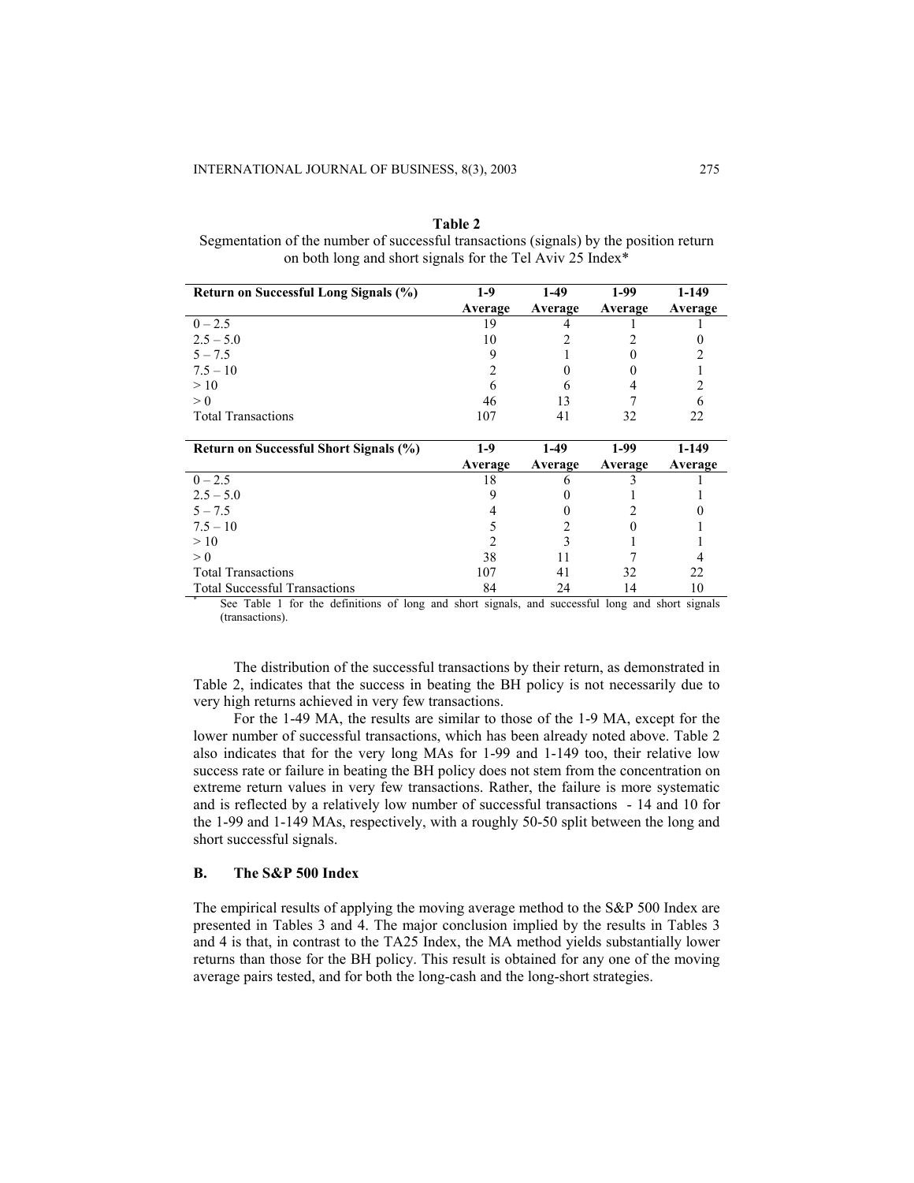**Table 2**

Segmentation of the number of successful transactions (signals) by the position return on both long and short signals for the Tel Aviv 25 Index*

| Return on Successful Long Signals (%) | 1-9 Average | 1-49 Average | 1-99 Average | 1-149 Average |
|---|---|---|---|---|
| 0 – 2.5 | 19 | 4 | 1 | 1 |
| 2.5 – 5.0 | 10 | 2 | 2 | 0 |
| 5 – 7.5 | 9 | 1 | 0 | 2 |
| 7.5 – 10 | 2 | 0 | 0 | 1 |
| > 10 | 6 | 6 | 4 | 2 |
| > 0 | 46 | 13 | 7 | 6 |
| Total Transactions | 107 | 41 | 32 | 22 |

| Return on Successful Short Signals (%) | 1-9 Average | 1-49 Average | 1-99 Average | 1-149 Average |
|---|---|---|---|---|
| 0 – 2.5 | 18 | 6 | 3 | 1 |
| 2.5 – 5.0 | 9 | 0 | 1 | 1 |
| 5 – 7.5 | 4 | 0 | 2 | 0 |
| 7.5 – 10 | 5 | 2 | 0 | 1 |
| > 10 | 2 | 3 | 1 | 1 |
| > 0 | 38 | 11 | 7 | 4 |
| Total Transactions | 107 | 41 | 32 | 22 |
| Total Successful Transactions | 84 | 24 | 14 | 10 |

\* See Table 1 for the definitions of long and short signals, and successful long and short signals (transactions).

The distribution of the successful transactions by their return, as demonstrated in Table 2, indicates that the success in beating the BH policy is not necessarily due to very high returns achieved in very few transactions.

For the 1-49 MA, the results are similar to those of the 1-9 MA, except for the lower number of successful transactions, which has been already noted above. Table 2 also indicates that for the very long MAs for 1-99 and 1-149 too, their relative low success rate or failure in beating the BH policy does not stem from the concentration on extreme return values in very few transactions. Rather, the failure is more systematic and is reflected by a relatively low number of successful transactions - 14 and 10 for the 1-99 and 1-149 MAs, respectively, with a roughly 50-50 split between the long and short successful signals.

### B. The S&P 500 Index

The empirical results of applying the moving average method to the S&P 500 Index are presented in Tables 3 and 4. The major conclusion implied by the results in Tables 3 and 4 is that, in contrast to the TA25 Index, the MA method yields substantially lower returns than those for the BH policy. This result is obtained for any one of the moving average pairs tested, and for both the long-cash and the long-short strategies.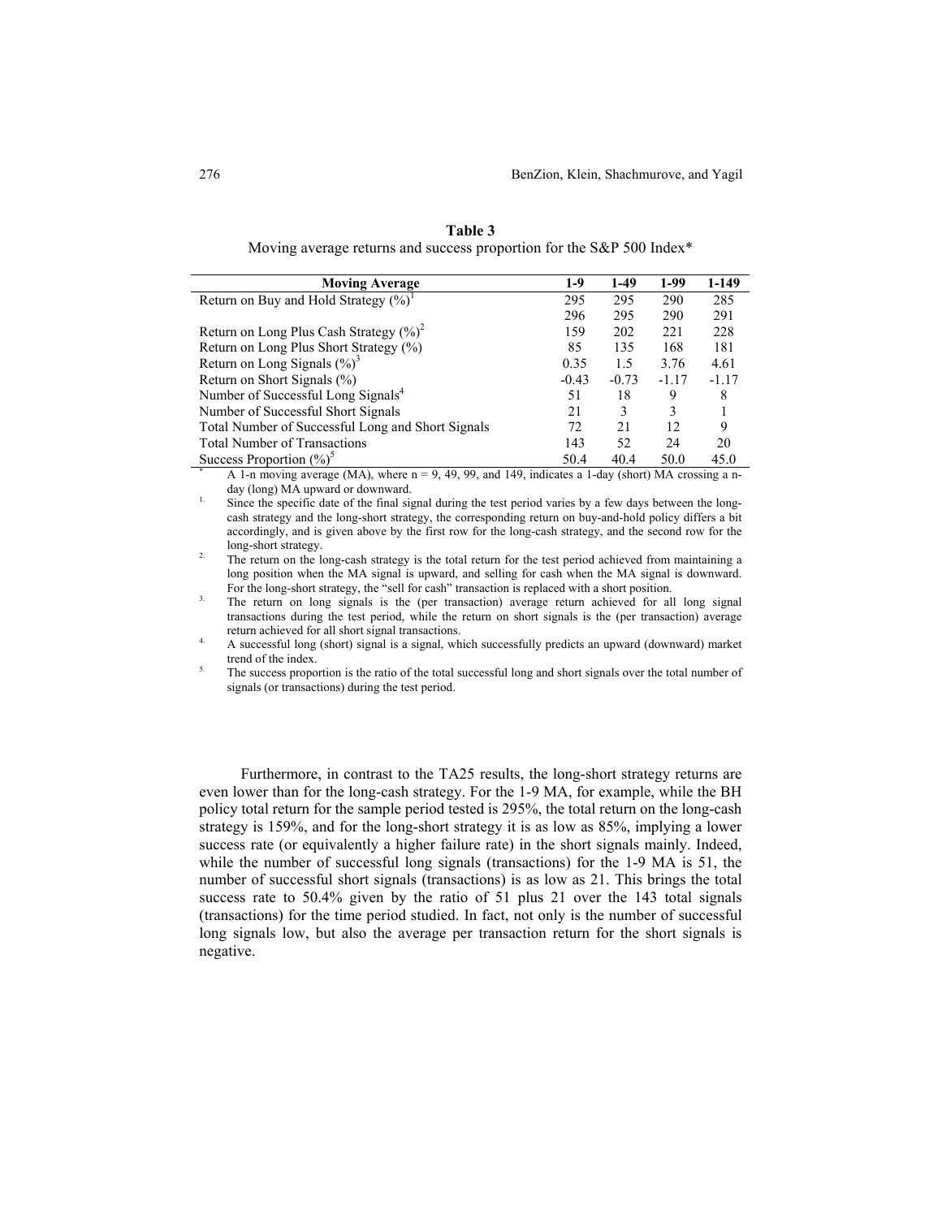**Table 3**
Moving average returns and success proportion for the S&P 500 Index*

| Moving Average | 1-9 | 1-49 | 1-99 | 1-149 |
|---|---|---|---|---|
| Return on Buy and Hold Strategy (%)[1] | 295 | 295 | 290 | 285 |
| | 296 | 295 | 290 | 291 |
| Return on Long Plus Cash Strategy (%)[2] | 159 | 202 | 221 | 228 |
| Return on Long Plus Short Strategy (%) | 85 | 135 | 168 | 181 |
| Return on Long Signals (%)[3] | 0.35 | 1.5 | 3.76 | 4.61 |
| Return on Short Signals (%) | -0.43 | -0.73 | -1.17 | -1.17 |
| Number of Successful Long Signals[4] | 51 | 18 | 9 | 8 |
| Number of Successful Short Signals | 21 | 3 | 3 | 1 |
| Total Number of Successful Long and Short Signals | 72 | 21 | 12 | 9 |
| Total Number of Transactions | 143 | 52 | 24 | 20 |
| Success Proportion (%)[5] | 50.4 | 40.4 | 50.0 | 45.0 |

\* A 1-n moving average (MA), where n = 9, 49, 99, and 149, indicates a 1-day (short) MA crossing a n-day (long) MA upward or downward.

1. Since the specific date of the final signal during the test period varies by a few days between the long-cash strategy and the long-short strategy, the corresponding return on buy-and-hold policy differs a bit accordingly, and is given above by the first row for the long-cash strategy, and the second row for the long-short strategy.
2. The return on the long-cash strategy is the total return for the test period achieved from maintaining a long position when the MA signal is upward, and selling for cash when the MA signal is downward. For the long-short strategy, the "sell for cash" transaction is replaced with a short position.
3. The return on long signals is the (per transaction) average return achieved for all long signal transactions during the test period, while the return on short signals is the (per transaction) average return achieved for all short signal transactions.
4. A successful long (short) signal is a signal, which successfully predicts an upward (downward) market trend of the index.
5. The success proportion is the ratio of the total successful long and short signals over the total number of signals (or transactions) during the test period.

Furthermore, in contrast to the TA25 results, the long-short strategy returns are even lower than for the long-cash strategy. For the 1-9 MA, for example, while the BH policy total return for the sample period tested is 295%, the total return on the long-cash strategy is 159%, and for the long-short strategy it is as low as 85%, implying a lower success rate (or equivalently a higher failure rate) in the short signals mainly. Indeed, while the number of successful long signals (transactions) for the 1-9 MA is 51, the number of successful short signals (transactions) is as low as 21. This brings the total success rate to 50.4% given by the ratio of 51 plus 21 over the 143 total signals (transactions) for the time period studied. In fact, not only is the number of successful long signals low, but also the average per transaction return for the short signals is negative.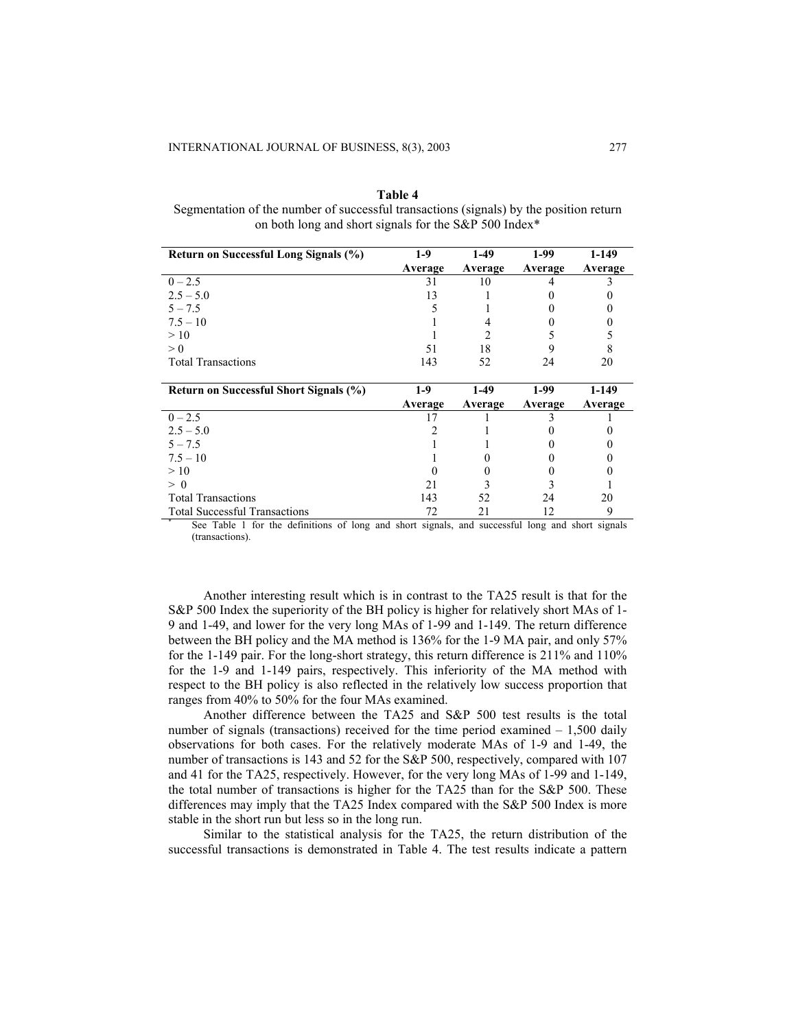**Table 4**

Segmentation of the number of successful transactions (signals) by the position return on both long and short signals for the S&P 500 Index*

| Return on Successful Long Signals (%) | 1-9 Average | 1-49 Average | 1-99 Average | 1-149 Average |
|---|---|---|---|---|
| 0 – 2.5 | 31 | 10 | 4 | 3 |
| 2.5 – 5.0 | 13 | 1 | 0 | 0 |
| 5 – 7.5 | 5 | 1 | 0 | 0 |
| 7.5 – 10 | 1 | 4 | 0 | 0 |
| > 10 | 1 | 2 | 5 | 5 |
| > 0 | 51 | 18 | 9 | 8 |
| Total Transactions | 143 | 52 | 24 | 20 |

| Return on Successful Short Signals (%) | 1-9 Average | 1-49 Average | 1-99 Average | 1-149 Average |
|---|---|---|---|---|
| 0 – 2.5 | 17 | 1 | 3 | 1 |
| 2.5 – 5.0 | 2 | 1 | 0 | 0 |
| 5 – 7.5 | 1 | 1 | 0 | 0 |
| 7.5 – 10 | 1 | 0 | 0 | 0 |
| > 10 | 0 | 0 | 0 | 0 |
| > 0 | 21 | 3 | 3 | 1 |
| Total Transactions | 143 | 52 | 24 | 20 |
| Total Successful Transactions | 72 | 21 | 12 | 9 |

\* See Table 1 for the definitions of long and short signals, and successful long and short signals (transactions).

Another interesting result which is in contrast to the TA25 result is that for the S&P 500 Index the superiority of the BH policy is higher for relatively short MAs of 1-9 and 1-49, and lower for the very long MAs of 1-99 and 1-149. The return difference between the BH policy and the MA method is 136% for the 1-9 MA pair, and only 57% for the 1-149 pair. For the long-short strategy, this return difference is 211% and 110% for the 1-9 and 1-149 pairs, respectively. This inferiority of the MA method with respect to the BH policy is also reflected in the relatively low success proportion that ranges from 40% to 50% for the four MAs examined.

Another difference between the TA25 and S&P 500 test results is the total number of signals (transactions) received for the time period examined – 1,500 daily observations for both cases. For the relatively moderate MAs of 1-9 and 1-49, the number of transactions is 143 and 52 for the S&P 500, respectively, compared with 107 and 41 for the TA25, respectively. However, for the very long MAs of 1-99 and 1-149, the total number of transactions is higher for the TA25 than for the S&P 500. These differences may imply that the TA25 Index compared with the S&P 500 Index is more stable in the short run but less so in the long run.

Similar to the statistical analysis for the TA25, the return distribution of the successful transactions is demonstrated in Table 4. The test results indicate a pattern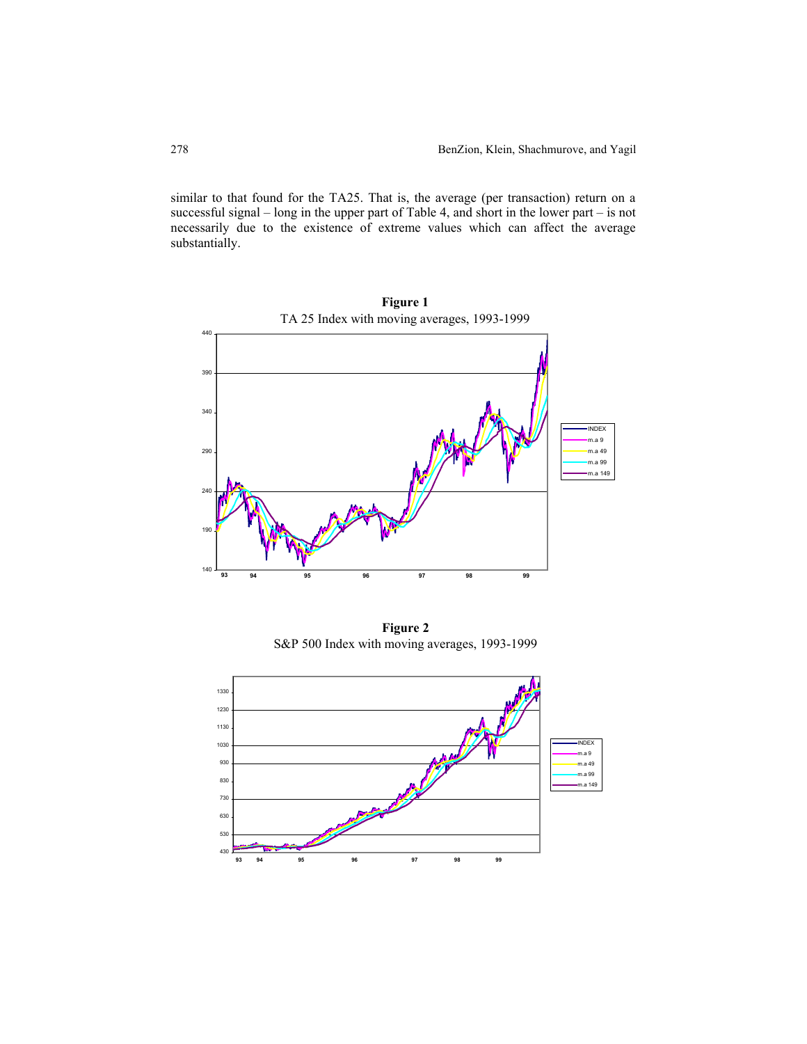similar to that found for the TA25. That is, the average (per transaction) return on a successful signal – long in the upper part of Table 4, and short in the lower part – is not necessarily due to the existence of extreme values which can affect the average substantially.

**Figure 1**

TA 25 Index with moving averages, 1993-1999

**Figure 2**

S&P 500 Index with moving averages, 1993-1999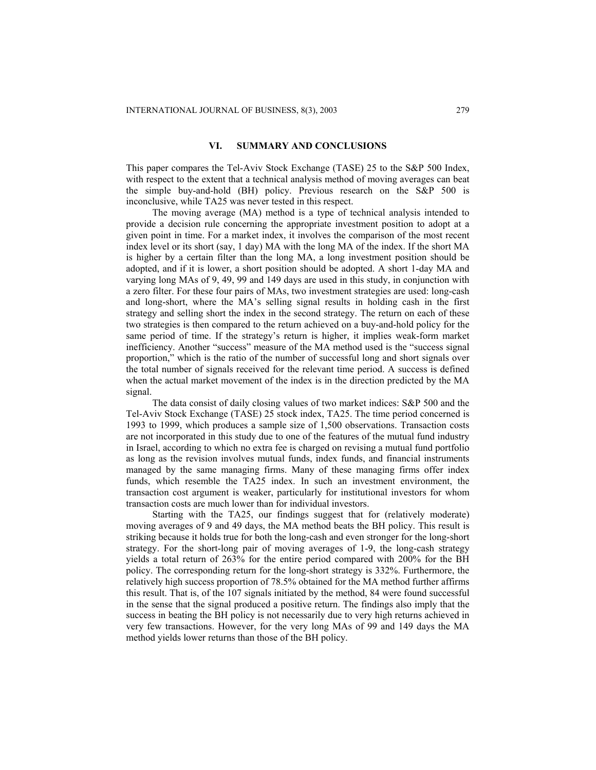## VI. SUMMARY AND CONCLUSIONS

This paper compares the Tel-Aviv Stock Exchange (TASE) 25 to the S&P 500 Index, with respect to the extent that a technical analysis method of moving averages can beat the simple buy-and-hold (BH) policy. Previous research on the S&P 500 is inconclusive, while TA25 was never tested in this respect.

The moving average (MA) method is a type of technical analysis intended to provide a decision rule concerning the appropriate investment position to adopt at a given point in time. For a market index, it involves the comparison of the most recent index level or its short (say, 1 day) MA with the long MA of the index. If the short MA is higher by a certain filter than the long MA, a long investment position should be adopted, and if it is lower, a short position should be adopted. A short 1-day MA and varying long MAs of 9, 49, 99 and 149 days are used in this study, in conjunction with a zero filter. For these four pairs of MAs, two investment strategies are used: long-cash and long-short, where the MA's selling signal results in holding cash in the first strategy and selling short the index in the second strategy. The return on each of these two strategies is then compared to the return achieved on a buy-and-hold policy for the same period of time. If the strategy's return is higher, it implies weak-form market inefficiency. Another "success" measure of the MA method used is the "success signal proportion," which is the ratio of the number of successful long and short signals over the total number of signals received for the relevant time period. A success is defined when the actual market movement of the index is in the direction predicted by the MA signal.

The data consist of daily closing values of two market indices: S&P 500 and the Tel-Aviv Stock Exchange (TASE) 25 stock index, TA25. The time period concerned is 1993 to 1999, which produces a sample size of 1,500 observations. Transaction costs are not incorporated in this study due to one of the features of the mutual fund industry in Israel, according to which no extra fee is charged on revising a mutual fund portfolio as long as the revision involves mutual funds, index funds, and financial instruments managed by the same managing firms. Many of these managing firms offer index funds, which resemble the TA25 index. In such an investment environment, the transaction cost argument is weaker, particularly for institutional investors for whom transaction costs are much lower than for individual investors.

Starting with the TA25, our findings suggest that for (relatively moderate) moving averages of 9 and 49 days, the MA method beats the BH policy. This result is striking because it holds true for both the long-cash and even stronger for the long-short strategy. For the short-long pair of moving averages of 1-9, the long-cash strategy yields a total return of 263% for the entire period compared with 200% for the BH policy. The corresponding return for the long-short strategy is 332%. Furthermore, the relatively high success proportion of 78.5% obtained for the MA method further affirms this result. That is, of the 107 signals initiated by the method, 84 were found successful in the sense that the signal produced a positive return. The findings also imply that the success in beating the BH policy is not necessarily due to very high returns achieved in very few transactions. However, for the very long MAs of 99 and 149 days the MA method yields lower returns than those of the BH policy.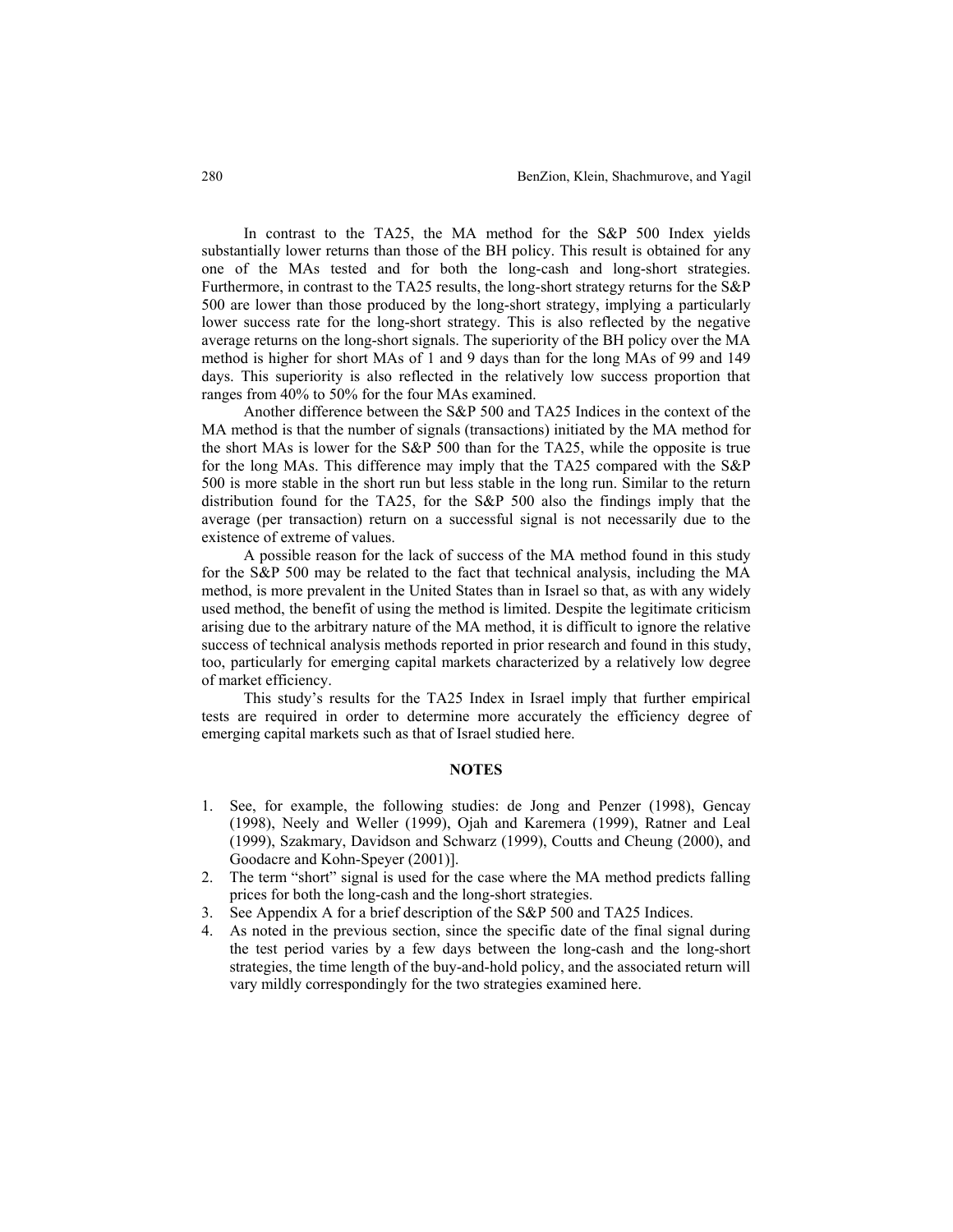In contrast to the TA25, the MA method for the S&P 500 Index yields substantially lower returns than those of the BH policy. This result is obtained for any one of the MAs tested and for both the long-cash and long-short strategies. Furthermore, in contrast to the TA25 results, the long-short strategy returns for the S&P 500 are lower than those produced by the long-short strategy, implying a particularly lower success rate for the long-short strategy. This is also reflected by the negative average returns on the long-short signals. The superiority of the BH policy over the MA method is higher for short MAs of 1 and 9 days than for the long MAs of 99 and 149 days. This superiority is also reflected in the relatively low success proportion that ranges from 40% to 50% for the four MAs examined.

Another difference between the S&P 500 and TA25 Indices in the context of the MA method is that the number of signals (transactions) initiated by the MA method for the short MAs is lower for the S&P 500 than for the TA25, while the opposite is true for the long MAs. This difference may imply that the TA25 compared with the S&P 500 is more stable in the short run but less stable in the long run. Similar to the return distribution found for the TA25, for the S&P 500 also the findings imply that the average (per transaction) return on a successful signal is not necessarily due to the existence of extreme of values.

A possible reason for the lack of success of the MA method found in this study for the S&P 500 may be related to the fact that technical analysis, including the MA method, is more prevalent in the United States than in Israel so that, as with any widely used method, the benefit of using the method is limited. Despite the legitimate criticism arising due to the arbitrary nature of the MA method, it is difficult to ignore the relative success of technical analysis methods reported in prior research and found in this study, too, particularly for emerging capital markets characterized by a relatively low degree of market efficiency.

This study's results for the TA25 Index in Israel imply that further empirical tests are required in order to determine more accurately the efficiency degree of emerging capital markets such as that of Israel studied here.

## NOTES

1. See, for example, the following studies: de Jong and Penzer (1998), Gencay (1998), Neely and Weller (1999), Ojah and Karemera (1999), Ratner and Leal (1999), Szakmary, Davidson and Schwarz (1999), Coutts and Cheung (2000), and Goodacre and Kohn-Speyer (2001)].
2. The term "short" signal is used for the case where the MA method predicts falling prices for both the long-cash and the long-short strategies.
3. See Appendix A for a brief description of the S&P 500 and TA25 Indices.
4. As noted in the previous section, since the specific date of the final signal during the test period varies by a few days between the long-cash and the long-short strategies, the time length of the buy-and-hold policy, and the associated return will vary mildly correspondingly for the two strategies examined here.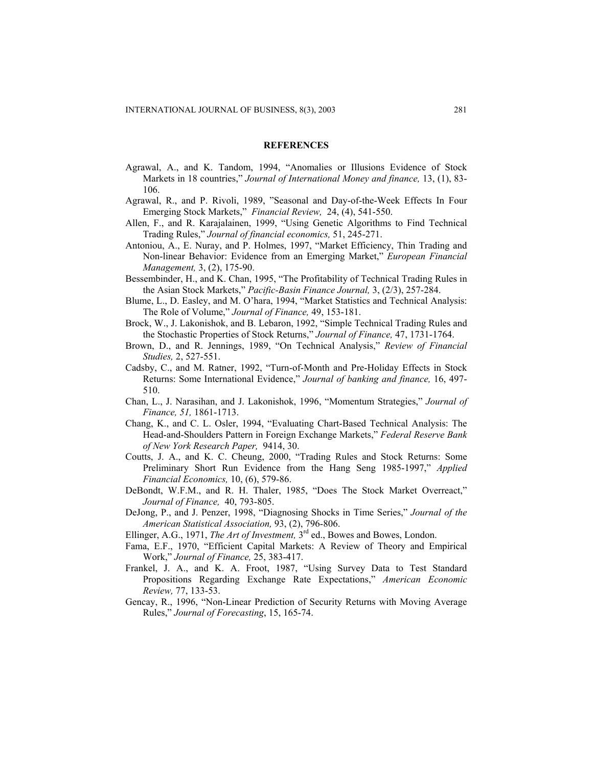## REFERENCES

Agrawal, A., and K. Tandom, 1994, "Anomalies or Illusions Evidence of Stock Markets in 18 countries," *Journal of International Money and finance,* 13, (1), 83-106.

Agrawal, R., and P. Rivoli, 1989, "Seasonal and Day-of-the-Week Effects In Four Emerging Stock Markets," *Financial Review,* 24, (4), 541-550.

Allen, F., and R. Karajalainen, 1999, "Using Genetic Algorithms to Find Technical Trading Rules," *Journal of financial economics,* 51, 245-271.

Antoniou, A., E. Nuray, and P. Holmes, 1997, "Market Efficiency, Thin Trading and Non-linear Behavior: Evidence from an Emerging Market," *European Financial Management,* 3, (2), 175-90.

Bessembinder, H., and K. Chan, 1995, "The Profitability of Technical Trading Rules in the Asian Stock Markets," *Pacific-Basin Finance Journal,* 3, (2/3), 257-284.

Blume, L., D. Easley, and M. O'hara, 1994, "Market Statistics and Technical Analysis: The Role of Volume," *Journal of Finance,* 49, 153-181.

Brock, W., J. Lakonishok, and B. Lebaron, 1992, "Simple Technical Trading Rules and the Stochastic Properties of Stock Returns," *Journal of Finance,* 47, 1731-1764.

Brown, D., and R. Jennings, 1989, "On Technical Analysis," *Review of Financial Studies,* 2, 527-551.

Cadsby, C., and M. Ratner, 1992, "Turn-of-Month and Pre-Holiday Effects in Stock Returns: Some International Evidence," *Journal of banking and finance,* 16, 497-510.

Chan, L., J. Narasihan, and J. Lakonishok, 1996, "Momentum Strategies," *Journal of Finance, 51,* 1861-1713.

Chang, K., and C. L. Osler, 1994, "Evaluating Chart-Based Technical Analysis: The Head-and-Shoulders Pattern in Foreign Exchange Markets," *Federal Reserve Bank of New York Research Paper,* 9414, 30.

Coutts, J. A., and K. C. Cheung, 2000, "Trading Rules and Stock Returns: Some Preliminary Short Run Evidence from the Hang Seng 1985-1997," *Applied Financial Economics,* 10, (6), 579-86.

DeBondt, W.F.M., and R. H. Thaler, 1985, "Does The Stock Market Overreact," *Journal of Finance,* 40, 793-805.

DeJong, P., and J. Penzer, 1998, "Diagnosing Shocks in Time Series," *Journal of the American Statistical Association,* 93, (2), 796-806.

Ellinger, A.G., 1971, *The Art of Investment,* 3rd ed., Bowes and Bowes, London.

Fama, E.F., 1970, "Efficient Capital Markets: A Review of Theory and Empirical Work," *Journal of Finance,* 25, 383-417.

Frankel, J. A., and K. A. Froot, 1987, "Using Survey Data to Test Standard Propositions Regarding Exchange Rate Expectations," *American Economic Review,* 77, 133-53.

Gencay, R., 1996, "Non-Linear Prediction of Security Returns with Moving Average Rules," *Journal of Forecasting*, 15, 165-74.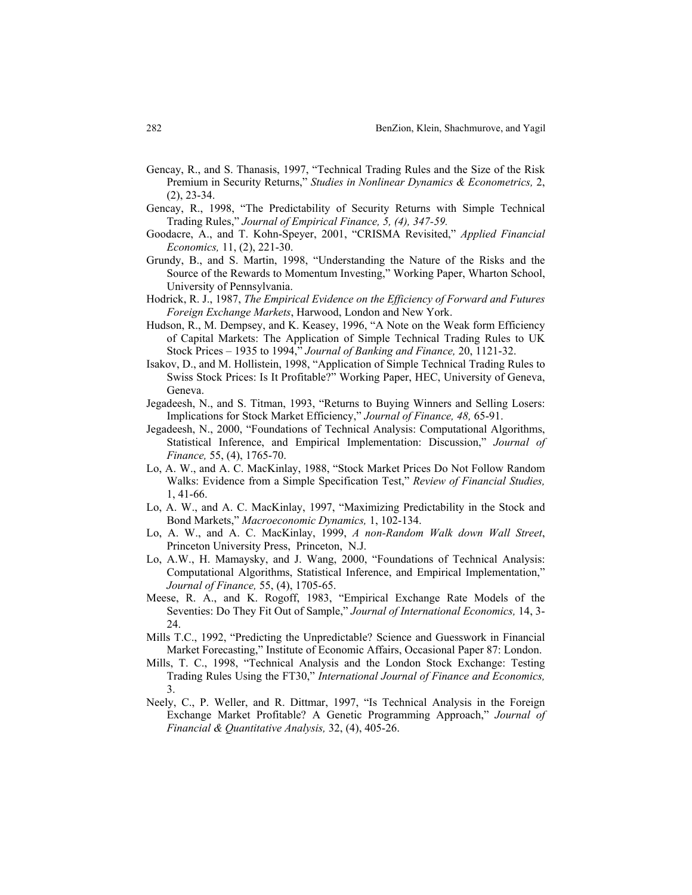Gencay, R., and S. Thanasis, 1997, "Technical Trading Rules and the Size of the Risk Premium in Security Returns," *Studies in Nonlinear Dynamics & Econometrics,* 2, (2), 23-34.

Gencay, R., 1998, "The Predictability of Security Returns with Simple Technical Trading Rules," *Journal of Empirical Finance, 5, (4), 347-59.*

Goodacre, A., and T. Kohn-Speyer, 2001, "CRISMA Revisited," *Applied Financial Economics,* 11, (2), 221-30.

Grundy, B., and S. Martin, 1998, "Understanding the Nature of the Risks and the Source of the Rewards to Momentum Investing," Working Paper, Wharton School, University of Pennsylvania.

Hodrick, R. J., 1987, *The Empirical Evidence on the Efficiency of Forward and Futures Foreign Exchange Markets*, Harwood, London and New York.

Hudson, R., M. Dempsey, and K. Keasey, 1996, "A Note on the Weak form Efficiency of Capital Markets: The Application of Simple Technical Trading Rules to UK Stock Prices – 1935 to 1994," *Journal of Banking and Finance,* 20, 1121-32.

Isakov, D., and M. Hollistein, 1998, "Application of Simple Technical Trading Rules to Swiss Stock Prices: Is It Profitable?" Working Paper, HEC, University of Geneva, Geneva.

Jegadeesh, N., and S. Titman, 1993, "Returns to Buying Winners and Selling Losers: Implications for Stock Market Efficiency," *Journal of Finance, 48,* 65-91.

Jegadeesh, N., 2000, "Foundations of Technical Analysis: Computational Algorithms, Statistical Inference, and Empirical Implementation: Discussion," *Journal of Finance,* 55, (4), 1765-70.

Lo, A. W., and A. C. MacKinlay, 1988, "Stock Market Prices Do Not Follow Random Walks: Evidence from a Simple Specification Test," *Review of Financial Studies,* 1, 41-66.

Lo, A. W., and A. C. MacKinlay, 1997, "Maximizing Predictability in the Stock and Bond Markets," *Macroeconomic Dynamics,* 1, 102-134.

Lo, A. W., and A. C. MacKinlay, 1999, *A non-Random Walk down Wall Street*, Princeton University Press, Princeton, N.J.

Lo, A.W., H. Mamaysky, and J. Wang, 2000, "Foundations of Technical Analysis: Computational Algorithms, Statistical Inference, and Empirical Implementation," *Journal of Finance,* 55, (4), 1705-65.

Meese, R. A., and K. Rogoff, 1983, "Empirical Exchange Rate Models of the Seventies: Do They Fit Out of Sample," *Journal of International Economics,* 14, 3-24.

Mills T.C., 1992, "Predicting the Unpredictable? Science and Guesswork in Financial Market Forecasting," Institute of Economic Affairs, Occasional Paper 87: London.

Mills, T. C., 1998, "Technical Analysis and the London Stock Exchange: Testing Trading Rules Using the FT30," *International Journal of Finance and Economics,* 3.

Neely, C., P. Weller, and R. Dittmar, 1997, "Is Technical Analysis in the Foreign Exchange Market Profitable? A Genetic Programming Approach," *Journal of Financial & Quantitative Analysis,* 32, (4), 405-26.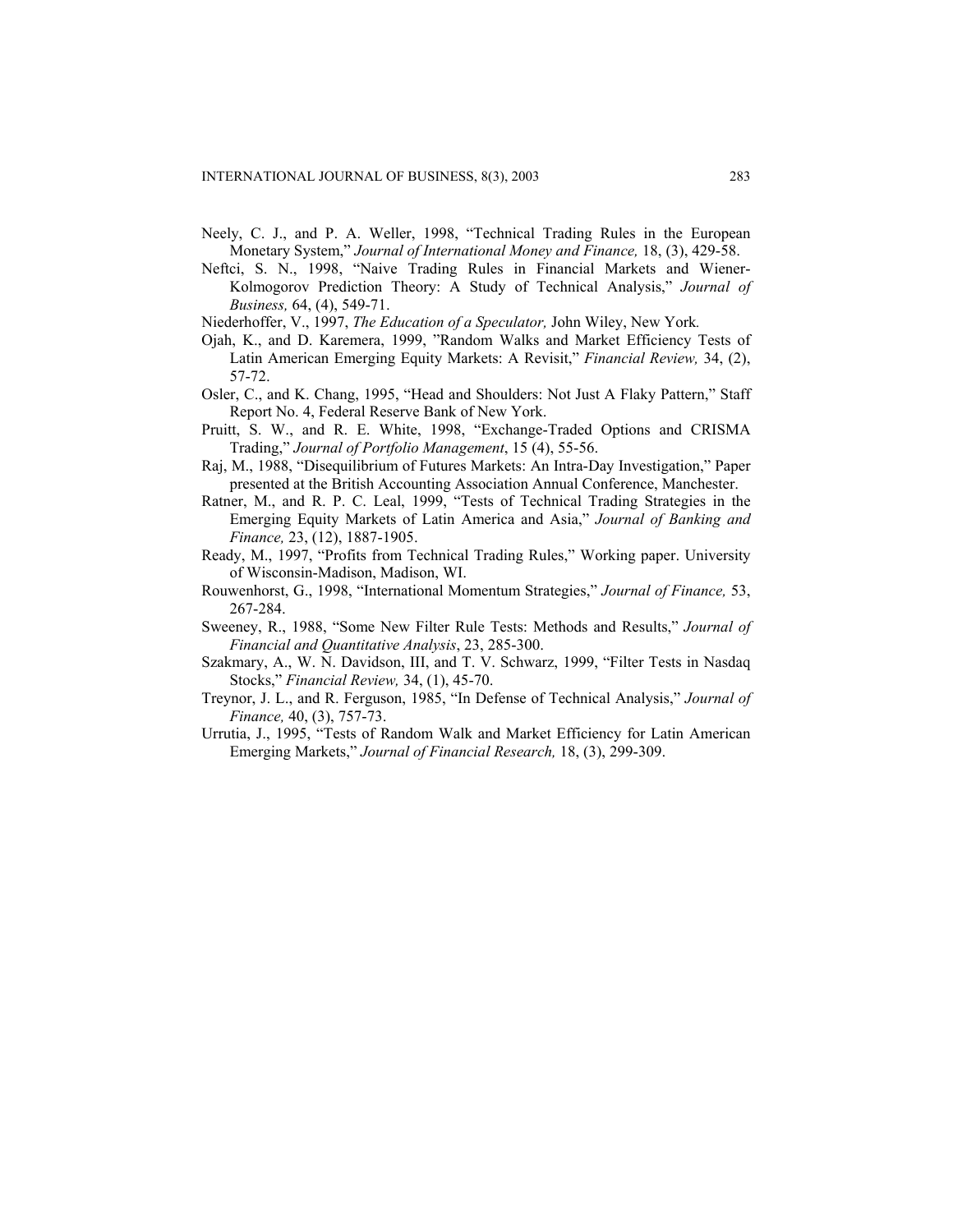Neely, C. J., and P. A. Weller, 1998, "Technical Trading Rules in the European Monetary System," *Journal of International Money and Finance,* 18, (3), 429-58.

Neftci, S. N., 1998, "Naive Trading Rules in Financial Markets and Wiener-Kolmogorov Prediction Theory: A Study of Technical Analysis," *Journal of Business,* 64, (4), 549-71.

Niederhoffer, V., 1997, *The Education of a Speculator,* John Wiley, New York.

Ojah, K., and D. Karemera, 1999, "Random Walks and Market Efficiency Tests of Latin American Emerging Equity Markets: A Revisit," *Financial Review,* 34, (2), 57-72.

Osler, C., and K. Chang, 1995, "Head and Shoulders: Not Just A Flaky Pattern," Staff Report No. 4, Federal Reserve Bank of New York.

Pruitt, S. W., and R. E. White, 1998, "Exchange-Traded Options and CRISMA Trading," *Journal of Portfolio Management*, 15 (4), 55-56.

Raj, M., 1988, "Disequilibrium of Futures Markets: An Intra-Day Investigation," Paper presented at the British Accounting Association Annual Conference, Manchester.

Ratner, M., and R. P. C. Leal, 1999, "Tests of Technical Trading Strategies in the Emerging Equity Markets of Latin America and Asia," *Journal of Banking and Finance,* 23, (12), 1887-1905.

Ready, M., 1997, "Profits from Technical Trading Rules," Working paper. University of Wisconsin-Madison, Madison, WI.

Rouwenhorst, G., 1998, "International Momentum Strategies," *Journal of Finance,* 53, 267-284.

Sweeney, R., 1988, "Some New Filter Rule Tests: Methods and Results," *Journal of Financial and Quantitative Analysis*, 23, 285-300.

Szakmary, A., W. N. Davidson, III, and T. V. Schwarz, 1999, "Filter Tests in Nasdaq Stocks," *Financial Review,* 34, (1), 45-70.

Treynor, J. L., and R. Ferguson, 1985, "In Defense of Technical Analysis," *Journal of Finance,* 40, (3), 757-73.

Urrutia, J., 1995, "Tests of Random Walk and Market Efficiency for Latin American Emerging Markets," *Journal of Financial Research,* 18, (3), 299-309.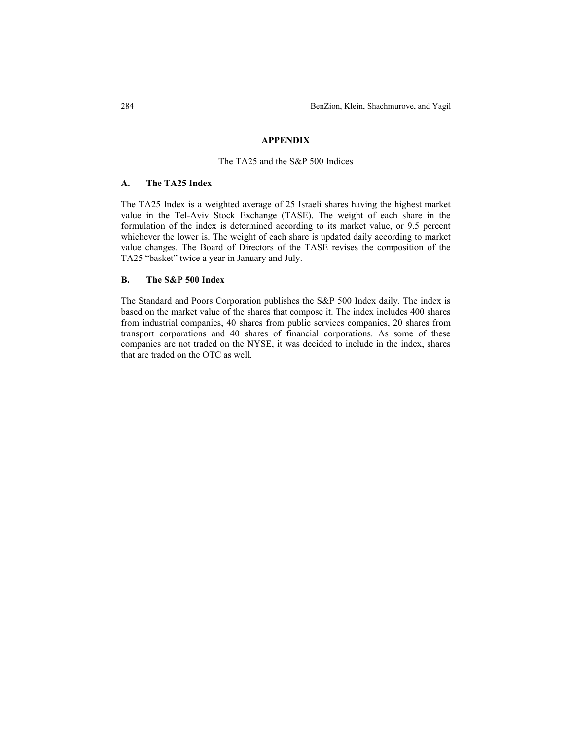## APPENDIX

The TA25 and the S&P 500 Indices

### A. The TA25 Index

The TA25 Index is a weighted average of 25 Israeli shares having the highest market value in the Tel-Aviv Stock Exchange (TASE). The weight of each share in the formulation of the index is determined according to its market value, or 9.5 percent whichever the lower is. The weight of each share is updated daily according to market value changes. The Board of Directors of the TASE revises the composition of the TA25 "basket" twice a year in January and July.

### B. The S&P 500 Index

The Standard and Poors Corporation publishes the S&P 500 Index daily. The index is based on the market value of the shares that compose it. The index includes 400 shares from industrial companies, 40 shares from public services companies, 20 shares from transport corporations and 40 shares of financial corporations. As some of these companies are not traded on the NYSE, it was decided to include in the index, shares that are traded on the OTC as well.